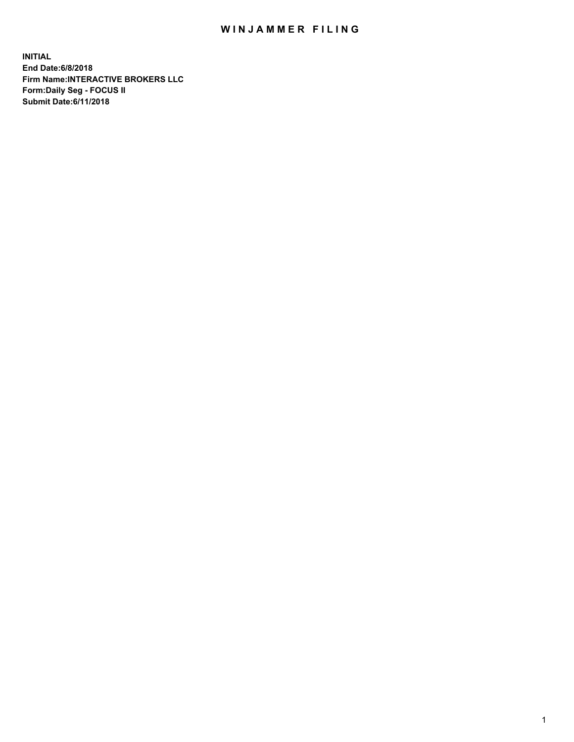# WINJAMMER FILING

**INITIAL**
**End Date:6/8/2018**
**Firm Name:INTERACTIVE BROKERS LLC**
**Form:Daily Seg - FOCUS II**
**Submit Date:6/11/2018**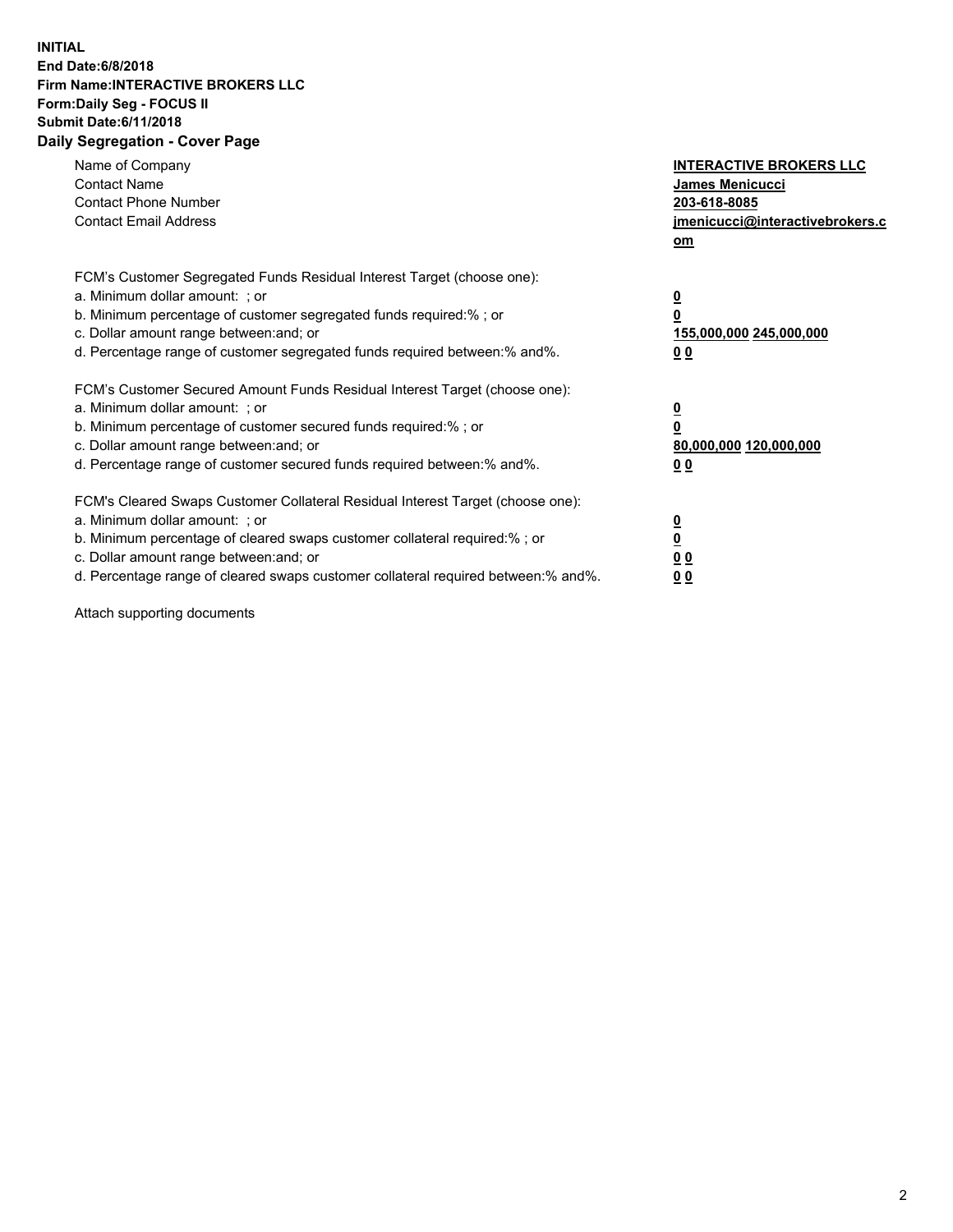**INITIAL**
**End Date:6/8/2018**
**Firm Name:INTERACTIVE BROKERS LLC**
**Form:Daily Seg - FOCUS II**
**Submit Date:6/11/2018**
**Daily Segregation - Cover Page**

| | |
|---|---|
| Name of Company | **INTERACTIVE BROKERS LLC** |
| Contact Name | **James Menicucci** |
| Contact Phone Number | **203-618-8085** |
| Contact Email Address | **jmenicucci@interactivebrokers.com** |

FCM's Customer Segregated Funds Residual Interest Target (choose one):

| | |
|---|---|
| a. Minimum dollar amount: ; or | **0** |
| b. Minimum percentage of customer segregated funds required:% ; or | **0** |
| c. Dollar amount range between:and; or | **155,000,000 245,000,000** |
| d. Percentage range of customer segregated funds required between:% and%. | **0 0** |

FCM's Customer Secured Amount Funds Residual Interest Target (choose one):

| | |
|---|---|
| a. Minimum dollar amount: ; or | **0** |
| b. Minimum percentage of customer secured funds required:% ; or | **0** |
| c. Dollar amount range between:and; or | **80,000,000 120,000,000** |
| d. Percentage range of customer secured funds required between:% and%. | **0 0** |

FCM's Cleared Swaps Customer Collateral Residual Interest Target (choose one):

| | |
|---|---|
| a. Minimum dollar amount: ; or | **0** |
| b. Minimum percentage of cleared swaps customer collateral required:% ; or | **0** |
| c. Dollar amount range between:and; or | **0 0** |
| d. Percentage range of cleared swaps customer collateral required between:% and%. | **0 0** |

Attach supporting documents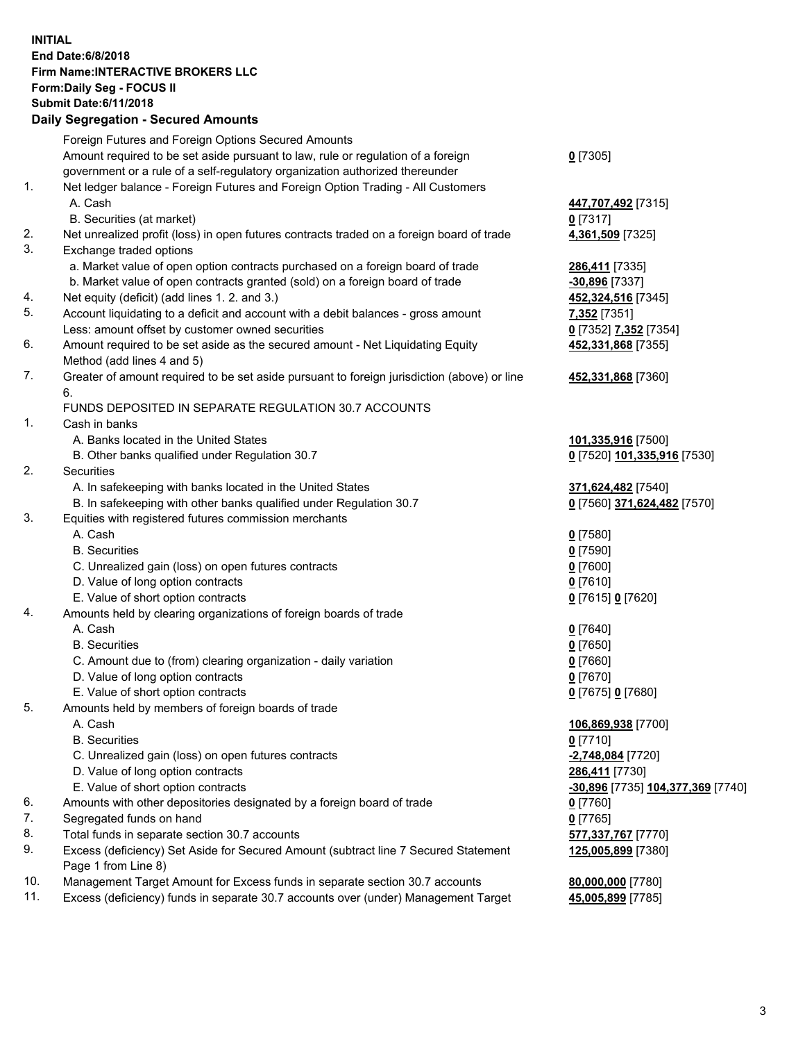**INITIAL**
**End Date:6/8/2018**
**Firm Name:INTERACTIVE BROKERS LLC**
**Form:Daily Seg - FOCUS II**
**Submit Date:6/11/2018**
**Daily Segregation - Secured Amounts**

| | | |
|---|---|---|
| | Foreign Futures and Foreign Options Secured Amounts | |
| | Amount required to be set aside pursuant to law, rule or regulation of a foreign government or a rule of a self-regulatory organization authorized thereunder | **0** [7305] |
| 1. | Net ledger balance - Foreign Futures and Foreign Option Trading - All Customers | |
| | A. Cash | **447,707,492** [7315] |
| | B. Securities (at market) | **0** [7317] |
| 2. | Net unrealized profit (loss) in open futures contracts traded on a foreign board of trade | **4,361,509** [7325] |
| 3. | Exchange traded options | |
| | a. Market value of open option contracts purchased on a foreign board of trade | **286,411** [7335] |
| | b. Market value of open contracts granted (sold) on a foreign board of trade | **-30,896** [7337] |
| 4. | Net equity (deficit) (add lines 1. 2. and 3.) | **452,324,516** [7345] |
| 5. | Account liquidating to a deficit and account with a debit balances - gross amount | **7,352** [7351] |
| | Less: amount offset by customer owned securities | **0** [7352] **7,352** [7354] |
| 6. | Amount required to be set aside as the secured amount - Net Liquidating Equity Method (add lines 4 and 5) | **452,331,868** [7355] |
| 7. | Greater of amount required to be set aside pursuant to foreign jurisdiction (above) or line 6. | **452,331,868** [7360] |
| | FUNDS DEPOSITED IN SEPARATE REGULATION 30.7 ACCOUNTS | |
| 1. | Cash in banks | |
| | A. Banks located in the United States | **101,335,916** [7500] |
| | B. Other banks qualified under Regulation 30.7 | **0** [7520] **101,335,916** [7530] |
| 2. | Securities | |
| | A. In safekeeping with banks located in the United States | **371,624,482** [7540] |
| | B. In safekeeping with other banks qualified under Regulation 30.7 | **0** [7560] **371,624,482** [7570] |
| 3. | Equities with registered futures commission merchants | |
| | A. Cash | **0** [7580] |
| | B. Securities | **0** [7590] |
| | C. Unrealized gain (loss) on open futures contracts | **0** [7600] |
| | D. Value of long option contracts | **0** [7610] |
| | E. Value of short option contracts | **0** [7615] **0** [7620] |
| 4. | Amounts held by clearing organizations of foreign boards of trade | |
| | A. Cash | **0** [7640] |
| | B. Securities | **0** [7650] |
| | C. Amount due to (from) clearing organization - daily variation | **0** [7660] |
| | D. Value of long option contracts | **0** [7670] |
| | E. Value of short option contracts | **0** [7675] **0** [7680] |
| 5. | Amounts held by members of foreign boards of trade | |
| | A. Cash | **106,869,938** [7700] |
| | B. Securities | **0** [7710] |
| | C. Unrealized gain (loss) on open futures contracts | **-2,748,084** [7720] |
| | D. Value of long option contracts | **286,411** [7730] |
| | E. Value of short option contracts | **-30,896** [7735] **104,377,369** [7740] |
| 6. | Amounts with other depositories designated by a foreign board of trade | **0** [7760] |
| 7. | Segregated funds on hand | **0** [7765] |
| 8. | Total funds in separate section 30.7 accounts | **577,337,767** [7770] |
| 9. | Excess (deficiency) Set Aside for Secured Amount (subtract line 7 Secured Statement Page 1 from Line 8) | **125,005,899** [7380] |
| 10. | Management Target Amount for Excess funds in separate section 30.7 accounts | **80,000,000** [7780] |
| 11. | Excess (deficiency) funds in separate 30.7 accounts over (under) Management Target | **45,005,899** [7785] |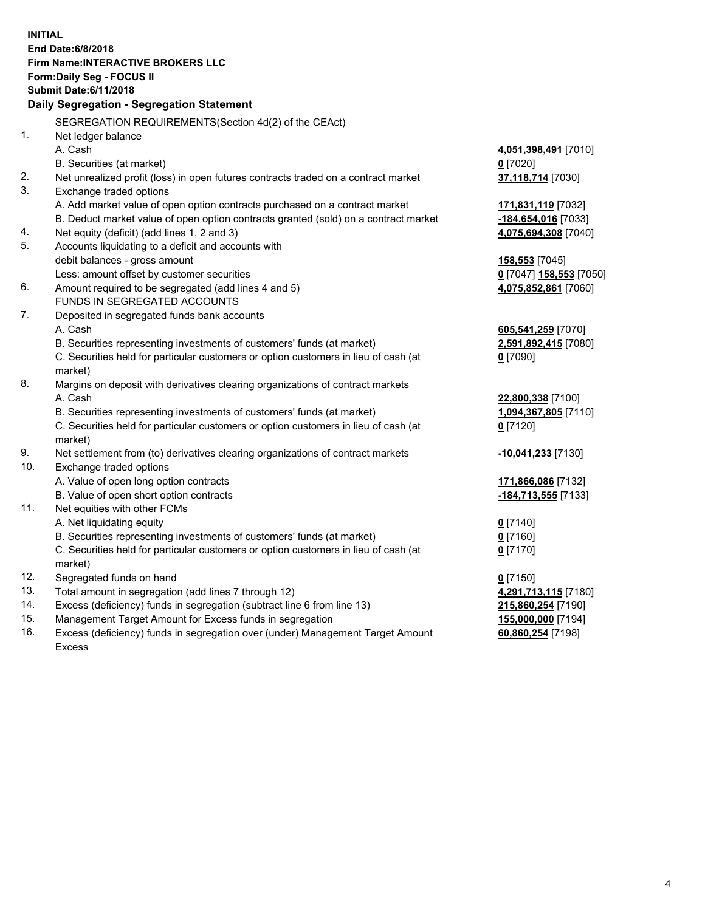**INITIAL**
**End Date:6/8/2018**
**Firm Name:INTERACTIVE BROKERS LLC**
**Form:Daily Seg - FOCUS II**
**Submit Date:6/11/2018**

**Daily Segregation - Segregation Statement**

SEGREGATION REQUIREMENTS(Section 4d(2) of the CEAct)

| | | |
|---|---|---|
| 1. | Net ledger balance | |
| | A. Cash | **4,051,398,491** [7010] |
| | B. Securities (at market) | **0** [7020] |
| 2. | Net unrealized profit (loss) in open futures contracts traded on a contract market | **37,118,714** [7030] |
| 3. | Exchange traded options | |
| | A. Add market value of open option contracts purchased on a contract market | **171,831,119** [7032] |
| | B. Deduct market value of open option contracts granted (sold) on a contract market | **-184,654,016** [7033] |
| 4. | Net equity (deficit) (add lines 1, 2 and 3) | **4,075,694,308** [7040] |
| 5. | Accounts liquidating to a deficit and accounts with | |
| | debit balances - gross amount | **158,553** [7045] |
| | Less: amount offset by customer securities | **0** [7047] **158,553** [7050] |
| 6. | Amount required to be segregated (add lines 4 and 5) | **4,075,852,861** [7060] |
| | FUNDS IN SEGREGATED ACCOUNTS | |
| 7. | Deposited in segregated funds bank accounts | |
| | A. Cash | **605,541,259** [7070] |
| | B. Securities representing investments of customers' funds (at market) | **2,591,892,415** [7080] |
| | C. Securities held for particular customers or option customers in lieu of cash (at market) | **0** [7090] |
| 8. | Margins on deposit with derivatives clearing organizations of contract markets | |
| | A. Cash | **22,800,338** [7100] |
| | B. Securities representing investments of customers' funds (at market) | **1,094,367,805** [7110] |
| | C. Securities held for particular customers or option customers in lieu of cash (at market) | **0** [7120] |
| 9. | Net settlement from (to) derivatives clearing organizations of contract markets | **-10,041,233** [7130] |
| 10. | Exchange traded options | |
| | A. Value of open long option contracts | **171,866,086** [7132] |
| | B. Value of open short option contracts | **-184,713,555** [7133] |
| 11. | Net equities with other FCMs | |
| | A. Net liquidating equity | **0** [7140] |
| | B. Securities representing investments of customers' funds (at market) | **0** [7160] |
| | C. Securities held for particular customers or option customers in lieu of cash (at market) | **0** [7170] |
| 12. | Segregated funds on hand | **0** [7150] |
| 13. | Total amount in segregation (add lines 7 through 12) | **4,291,713,115** [7180] |
| 14. | Excess (deficiency) funds in segregation (subtract line 6 from line 13) | **215,860,254** [7190] |
| 15. | Management Target Amount for Excess funds in segregation | **155,000,000** [7194] |
| 16. | Excess (deficiency) funds in segregation over (under) Management Target Amount Excess | **60,860,254** [7198] |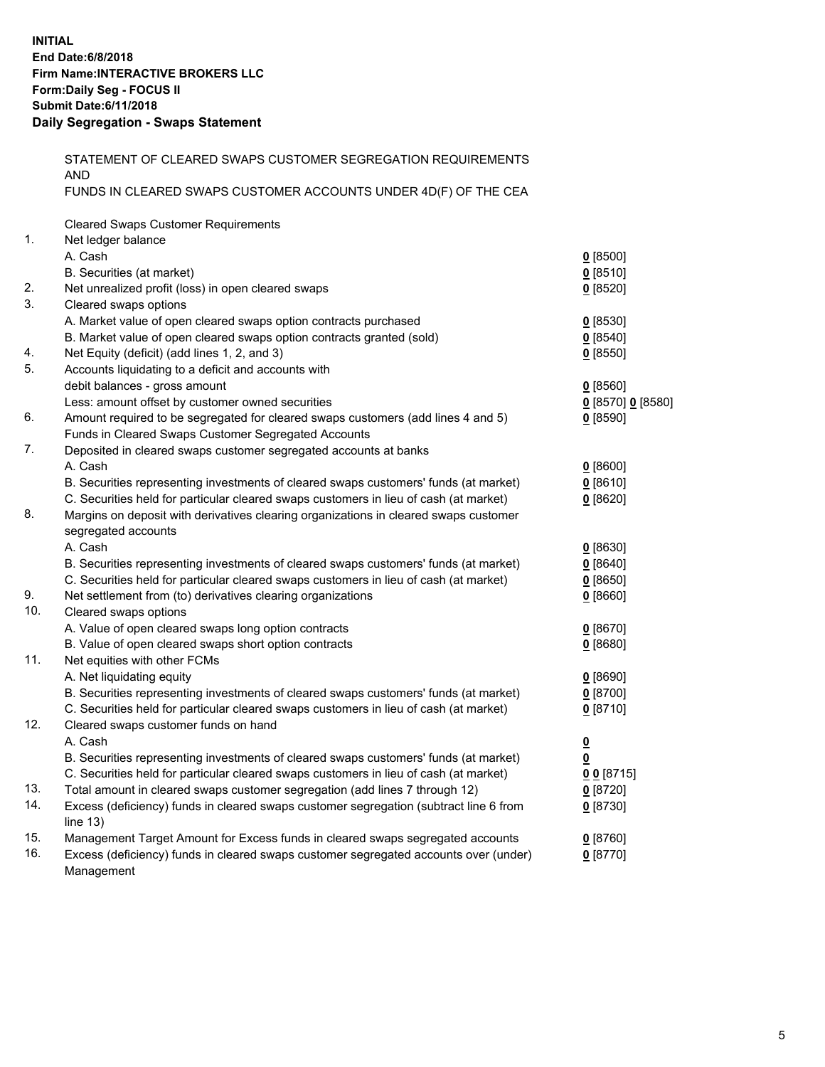**INITIAL**
**End Date:6/8/2018**
**Firm Name:INTERACTIVE BROKERS LLC**
**Form:Daily Seg - FOCUS II**
**Submit Date:6/11/2018**
**Daily Segregation - Swaps Statement**

STATEMENT OF CLEARED SWAPS CUSTOMER SEGREGATION REQUIREMENTS AND FUNDS IN CLEARED SWAPS CUSTOMER ACCOUNTS UNDER 4D(F) OF THE CEA

| | | |
|---|---|---|
| | Cleared Swaps Customer Requirements | |
| 1. | Net ledger balance | |
| | A. Cash | 0 [8500] |
| | B. Securities (at market) | 0 [8510] |
| 2. | Net unrealized profit (loss) in open cleared swaps | 0 [8520] |
| 3. | Cleared swaps options | |
| | A. Market value of open cleared swaps option contracts purchased | 0 [8530] |
| | B. Market value of open cleared swaps option contracts granted (sold) | 0 [8540] |
| 4. | Net Equity (deficit) (add lines 1, 2, and 3) | 0 [8550] |
| 5. | Accounts liquidating to a deficit and accounts with | |
| | debit balances - gross amount | 0 [8560] |
| | Less: amount offset by customer owned securities | 0 [8570] 0 [8580] |
| 6. | Amount required to be segregated for cleared swaps customers (add lines 4 and 5) | 0 [8590] |
| | Funds in Cleared Swaps Customer Segregated Accounts | |
| 7. | Deposited in cleared swaps customer segregated accounts at banks | |
| | A. Cash | 0 [8600] |
| | B. Securities representing investments of cleared swaps customers' funds (at market) | 0 [8610] |
| | C. Securities held for particular cleared swaps customers in lieu of cash (at market) | 0 [8620] |
| 8. | Margins on deposit with derivatives clearing organizations in cleared swaps customer segregated accounts | |
| | A. Cash | 0 [8630] |
| | B. Securities representing investments of cleared swaps customers' funds (at market) | 0 [8640] |
| | C. Securities held for particular cleared swaps customers in lieu of cash (at market) | 0 [8650] |
| 9. | Net settlement from (to) derivatives clearing organizations | 0 [8660] |
| 10. | Cleared swaps options | |
| | A. Value of open cleared swaps long option contracts | 0 [8670] |
| | B. Value of open cleared swaps short option contracts | 0 [8680] |
| 11. | Net equities with other FCMs | |
| | A. Net liquidating equity | 0 [8690] |
| | B. Securities representing investments of cleared swaps customers' funds (at market) | 0 [8700] |
| | C. Securities held for particular cleared swaps customers in lieu of cash (at market) | 0 [8710] |
| 12. | Cleared swaps customer funds on hand | |
| | A. Cash | 0 |
| | B. Securities representing investments of cleared swaps customers' funds (at market) | 0 |
| | C. Securities held for particular cleared swaps customers in lieu of cash (at market) | 0 0 [8715] |
| 13. | Total amount in cleared swaps customer segregation (add lines 7 through 12) | 0 [8720] |
| 14. | Excess (deficiency) funds in cleared swaps customer segregation (subtract line 6 from line 13) | 0 [8730] |
| 15. | Management Target Amount for Excess funds in cleared swaps segregated accounts | 0 [8760] |
| 16. | Excess (deficiency) funds in cleared swaps customer segregated accounts over (under) Management | 0 [8770] |